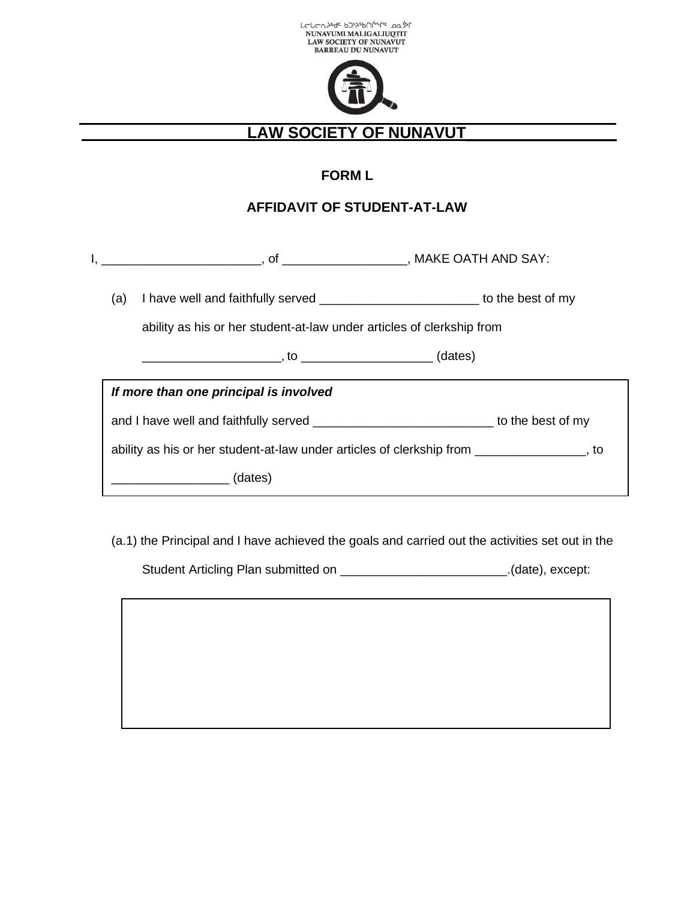ᓚᒐᓚᓂᐅᖅᑎᑦ ᑲᑐᔾᔨᖃᑎᒌᖏᑦ ᓄᓇᕗᒥ
NUNAVUMI MALIGALIUQTIT
LAW SOCIETY OF NUNAVUT
BARREAU DU NUNAVUT

# LAW SOCIETY OF NUNAVUT

## FORM L

## AFFIDAVIT OF STUDENT-AT-LAW

I, ______________________, of _________________, MAKE OATH AND SAY:

(a) I have well and faithfully served ______________________ to the best of my ability as his or her student-at-law under articles of clerkship from ___________________, to __________________ (dates)

***If more than one principal is involved***

and I have well and faithfully served _________________________ to the best of my ability as his or her student-at-law under articles of clerkship from _______________, to ________________ (dates)

(a.1) the Principal and I have achieved the goals and carried out the activities set out in the Student Articling Plan submitted on _______________________.(date), except: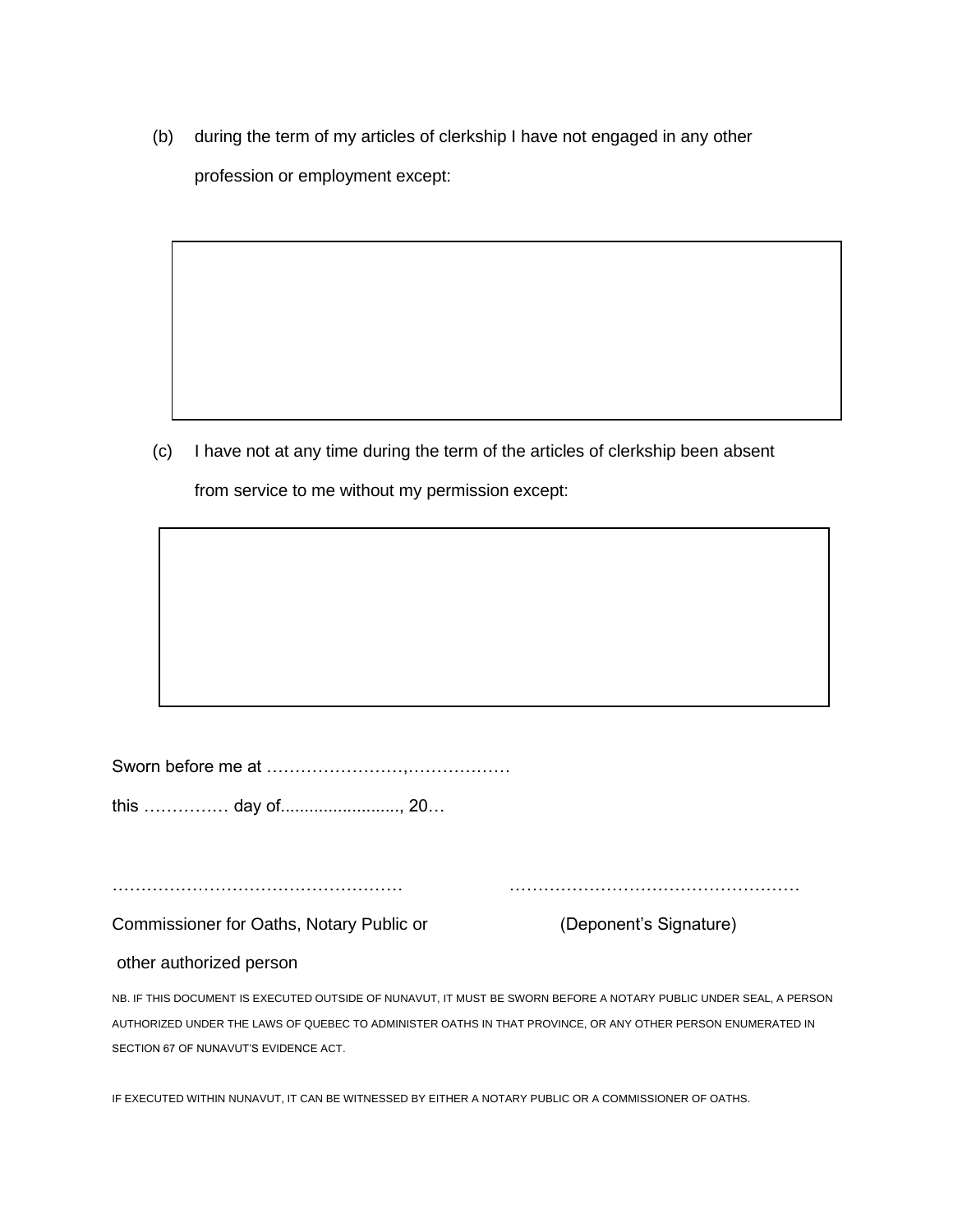(b) during the term of my articles of clerkship I have not engaged in any other profession or employment except:

| |
|---|
| |

(c) I have not at any time during the term of the articles of clerkship been absent from service to me without my permission except:

| |
|---|
| |

Sworn before me at ……………………,………………

this …………… day of........................, 20…

……………………………………………  ……………………………………………

Commissioner for Oaths, Notary Public or  (Deponent's Signature)

other authorized person

NB. IF THIS DOCUMENT IS EXECUTED OUTSIDE OF NUNAVUT, IT MUST BE SWORN BEFORE A NOTARY PUBLIC UNDER SEAL, A PERSON AUTHORIZED UNDER THE LAWS OF QUEBEC TO ADMINISTER OATHS IN THAT PROVINCE, OR ANY OTHER PERSON ENUMERATED IN SECTION 67 OF NUNAVUT'S EVIDENCE ACT.

IF EXECUTED WITHIN NUNAVUT, IT CAN BE WITNESSED BY EITHER A NOTARY PUBLIC OR A COMMISSIONER OF OATHS.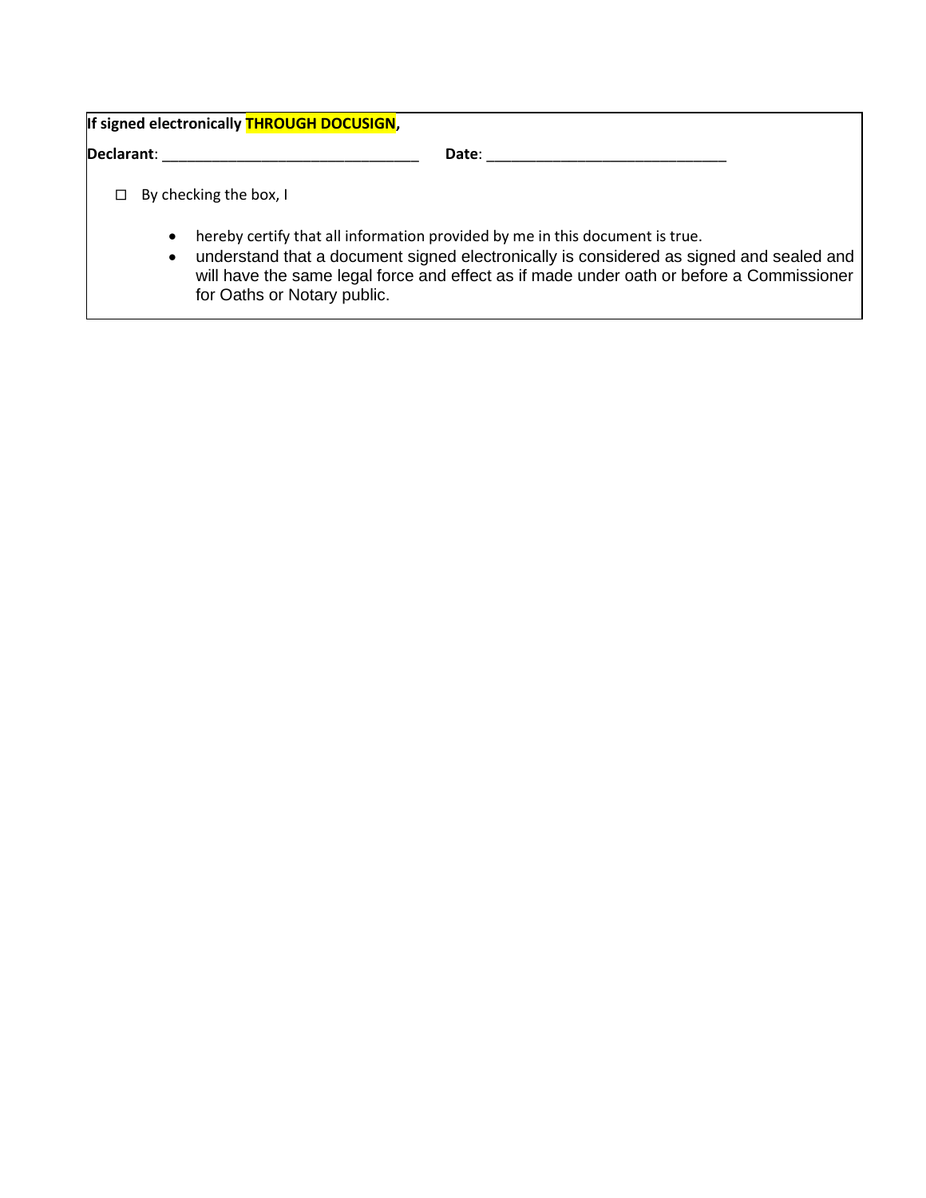**If signed electronically THROUGH DOCUSIGN,**

**Declarant**: ______________________________ **Date**: ______________________________

☐ By checking the box, I

- hereby certify that all information provided by me in this document is true.
- understand that a document signed electronically is considered as signed and sealed and will have the same legal force and effect as if made under oath or before a Commissioner for Oaths or Notary public.